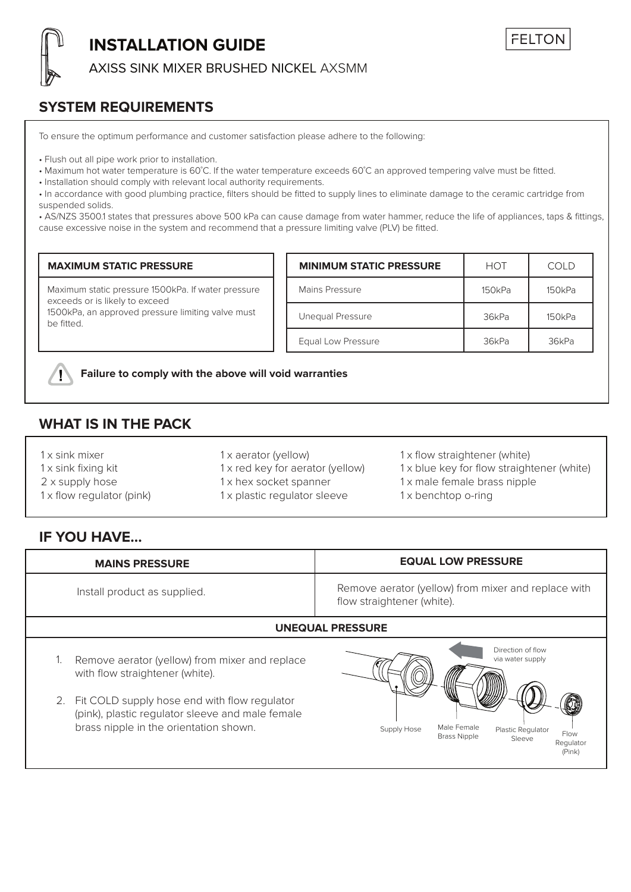# INSTALLATION GUIDE

AXISS SINK MIXER BRUSHED NICKEL AXSMM

FELTON

## SYSTEM REQUIREMENTS

To ensure the optimum performance and customer satisfaction please adhere to the following:

- Flush out all pipe work prior to installation.
- Maximum hot water temperature is 60˚C. If the water temperature exceeds 60˚C an approved tempering valve must be fitted.
- Installation should comply with relevant local authority requirements.
- In accordance with good plumbing practice, filters should be fitted to supply lines to eliminate damage to the ceramic cartridge from suspended solids.
- AS/NZS 3500.1 states that pressures above 500 kPa can cause damage from water hammer, reduce the life of appliances, taps & fittings, cause excessive noise in the system and recommend that a pressure limiting valve (PLV) be fitted.

| MAXIMUM STATIC PRESSURE |
|---|
| Maximum static pressure 1500kPa. If water pressure exceeds or is likely to exceed 1500kPa, an approved pressure limiting valve must be fitted. |

| MINIMUM STATIC PRESSURE | HOT | COLD |
|---|---|---|
| Mains Pressure | 150kPa | 150kPa |
| Unequal Pressure | 36kPa | 150kPa |
| Equal Low Pressure | 36kPa | 36kPa |

**Failure to comply with the above will void warranties**

## WHAT IS IN THE PACK

- 1 x sink mixer
- 1 x sink fixing kit
- 2 x supply hose
- 1 x flow regulator (pink)
- 1 x aerator (yellow)
- 1 x red key for aerator (yellow)
- 1 x hex socket spanner
- 1 x plastic regulator sleeve
- 1 x flow straightener (white)
- 1 x blue key for flow straightener (white)
- 1 x male female brass nipple
- 1 x benchtop o-ring

## IF YOU HAVE...

| MAINS PRESSURE | EQUAL LOW PRESSURE |
|---|---|
| Install product as supplied. | Remove aerator (yellow) from mixer and replace with flow straightener (white). |

**UNEQUAL PRESSURE**

1. Remove aerator (yellow) from mixer and replace with flow straightener (white).
2. Fit COLD supply hose end with flow regulator (pink), plastic regulator sleeve and male female brass nipple in the orientation shown.

Direction of flow via water supply

Supply Hose — Male Female Brass Nipple — Plastic Regulator Sleeve — Flow Regulator (Pink)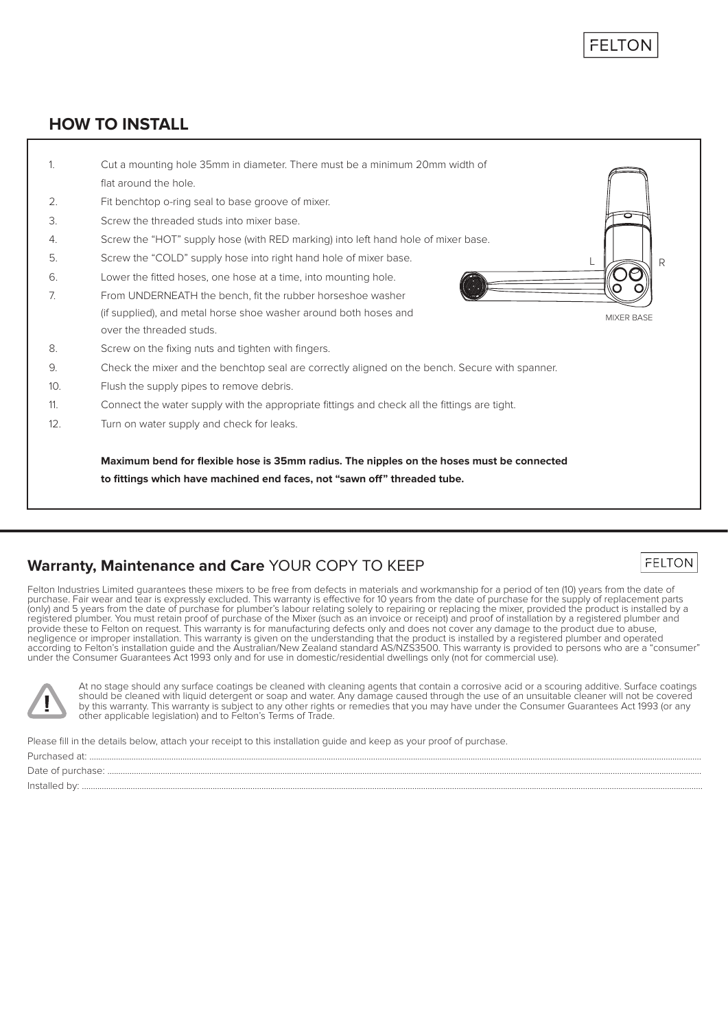## HOW TO INSTALL

1. Cut a mounting hole 35mm in diameter. There must be a minimum 20mm width of flat around the hole.
2. Fit benchtop o-ring seal to base groove of mixer.
3. Screw the threaded studs into mixer base.
4. Screw the "HOT" supply hose (with RED marking) into left hand hole of mixer base.
5. Screw the "COLD" supply hose into right hand hole of mixer base.
6. Lower the fitted hoses, one hose at a time, into mounting hole.
7. From UNDERNEATH the bench, fit the rubber horseshoe washer (if supplied), and metal horse shoe washer around both hoses and over the threaded studs.
8. Screw on the fixing nuts and tighten with fingers.
9. Check the mixer and the benchtop seal are correctly aligned on the bench. Secure with spanner.
10. Flush the supply pipes to remove debris.
11. Connect the water supply with the appropriate fittings and check all the fittings are tight.
12. Turn on water supply and check for leaks.

L R

MIXER BASE

**Maximum bend for flexible hose is 35mm radius. The nipples on the hoses must be connected to fittings which have machined end faces, not "sawn off" threaded tube.**

## **Warranty, Maintenance and Care** YOUR COPY TO KEEP

Felton Industries Limited guarantees these mixers to be free from defects in materials and workmanship for a period of ten (10) years from the date of purchase. Fair wear and tear is expressly excluded. This warranty is effective for 10 years from the date of purchase for the supply of replacement parts (only) and 5 years from the date of purchase for plumber's labour relating solely to repairing or replacing the mixer, provided the product is installed by a registered plumber. You must retain proof of purchase of the Mixer (such as an invoice or receipt) and proof of installation by a registered plumber and provide these to Felton on request. This warranty is for manufacturing defects only and does not cover any damage to the product due to abuse, negligence or improper installation. This warranty is given on the understanding that the product is installed by a registered plumber and operated according to Felton's installation guide and the Australian/New Zealand standard AS/NZS3500. This warranty is provided to persons who are a "consumer" under the Consumer Guarantees Act 1993 only and for use in domestic/residential dwellings only (not for commercial use).

At no stage should any surface coatings be cleaned with cleaning agents that contain a corrosive acid or a scouring additive. Surface coatings should be cleaned with liquid detergent or soap and water. Any damage caused through the use of an unsuitable cleaner will not be covered by this warranty. This warranty is subject to any other rights or remedies that you may have under the Consumer Guarantees Act 1993 (or any other applicable legislation) and to Felton's Terms of Trade.

Please fill in the details below, attach your receipt to this installation guide and keep as your proof of purchase.

Purchased at: ..............................................................................................

Date of purchase: ..............................................................................................

Installed by: ..............................................................................................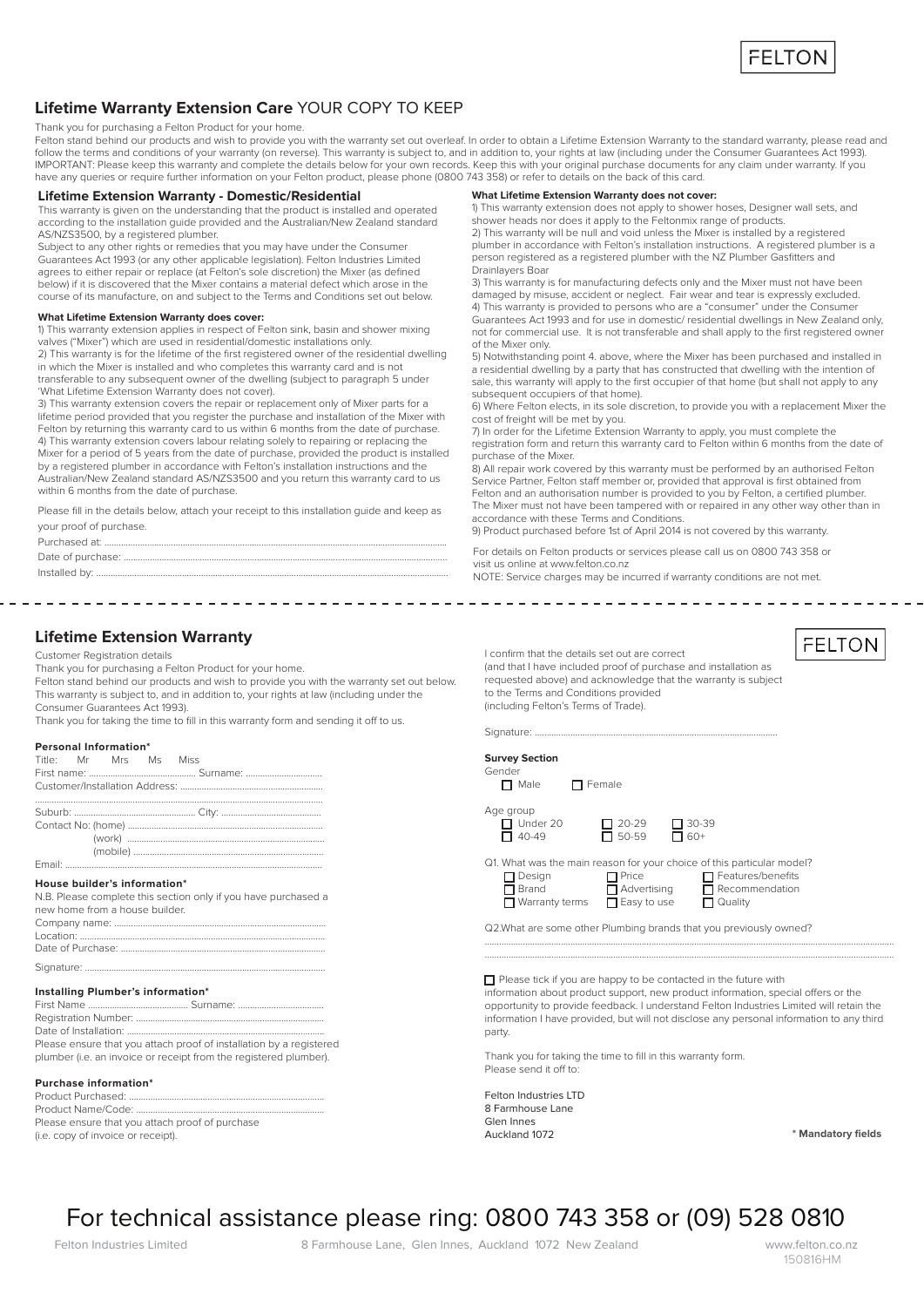FELTON

## **Lifetime Warranty Extension Care** YOUR COPY TO KEEP

Thank you for purchasing a Felton Product for your home.

Felton stand behind our products and wish to provide you with the warranty set out overleaf. In order to obtain a Lifetime Extension Warranty to the standard warranty, please read and follow the terms and conditions of your warranty (on reverse). This warranty is subject to, and in addition to, your rights at law (including under the Consumer Guarantees Act 1993). IMPORTANT: Please keep this warranty and complete the details below for your own records. Keep this with your original purchase documents for any claim under warranty. If you have any queries or require further information on your Felton product, please phone (0800 743 358) or refer to details on the back of this card.

### Lifetime Extension Warranty - Domestic/Residential

This warranty is given on the understanding that the product is installed and operated according to the installation guide provided and the Australian/New Zealand standard AS/NZS3500, by a registered plumber.

Subject to any other rights or remedies that you may have under the Consumer Guarantees Act 1993 (or any other applicable legislation). Felton Industries Limited agrees to either repair or replace (at Felton's sole discretion) the Mixer (as defined below) if it is discovered that the Mixer contains a material defect which arose in the course of its manufacture, on and subject to the Terms and Conditions set out below.

**What Lifetime Extension Warranty does cover:**

1) This warranty extension applies in respect of Felton sink, basin and shower mixing valves ("Mixer") which are used in residential/domestic installations only.
2) This warranty is for the lifetime of the first registered owner of the residential dwelling in which the Mixer is installed and who completes this warranty card and is not transferable to any subsequent owner of the dwelling (subject to paragraph 5 under 'What Lifetime Extension Warranty does not cover).
3) This warranty extension covers the repair or replacement only of Mixer parts for a lifetime period provided that you register the purchase and installation of the Mixer with Felton by returning this warranty card to us within 6 months from the date of purchase.
4) This warranty extension covers labour relating solely to repairing or replacing the Mixer for a period of 5 years from the date of purchase, provided the product is installed by a registered plumber in accordance with Felton's installation instructions and the Australian/New Zealand standard AS/NZS3500 and you return this warranty card to us within 6 months from the date of purchase.

Please fill in the details below, attach your receipt to this installation guide and keep as your proof of purchase.

Purchased at: ..............................................................................

Date of purchase: ..............................................................................

Installed by: ..............................................................................

**What Lifetime Extension Warranty does not cover:**

1) This warranty extension does not apply to shower hoses, Designer wall sets, and shower heads nor does it apply to the Feltonmix range of products.
2) This warranty will be null and void unless the Mixer is installed by a registered plumber in accordance with Felton's installation instructions. A registered plumber is a person registered as a registered plumber with the NZ Plumber Gasfitters and Drainlayers Boar
3) This warranty is for manufacturing defects only and the Mixer must not have been damaged by misuse, accident or neglect. Fair wear and tear is expressly excluded.
4) This warranty is provided to persons who are a "consumer" under the Consumer Guarantees Act 1993 and for use in domestic/ residential dwellings in New Zealand only, not for commercial use. It is not transferable and shall apply to the first registered owner of the Mixer only.
5) Notwithstanding point 4. above, where the Mixer has been purchased and installed in a residential dwelling by a party that has constructed that dwelling with the intention of sale, this warranty will apply to the first occupier of that home (but shall not apply to any subsequent occupiers of that home).
6) Where Felton elects, in its sole discretion, to provide you with a replacement Mixer the cost of freight will be met by you.
7) In order for the Lifetime Extension Warranty to apply, you must complete the registration form and return this warranty card to Felton within 6 months from the date of purchase of the Mixer.
8) All repair work covered by this warranty must be performed by an authorised Felton Service Partner, Felton staff member or, provided that approval is first obtained from Felton and an authorisation number is provided to you by Felton, a certified plumber. The Mixer must not have been tampered with or repaired in any other way other than in accordance with these Terms and Conditions.
9) Product purchased before 1st of April 2014 is not covered by this warranty.

For details on Felton products or services please call us on 0800 743 358 or visit us online at www.felton.co.nz

NOTE: Service charges may be incurred if warranty conditions are not met.

---

## Lifetime Extension Warranty

FELTON

Customer Registration details

Thank you for purchasing a Felton Product for your home.

Felton stand behind our products and wish to provide you with the warranty set out below. This warranty is subject to, and in addition to, your rights at law (including under the Consumer Guarantees Act 1993).

Thank you for taking the time to fill in this warranty form and sending it off to us.

**Personal Information***

Title: Mr Mrs Ms Miss

First name: .............................................. Surname: ..............................

Customer/Installation Address: ..............................................................

..............................................................................

Suburb: .............................................. City: ..............................

Contact No: (home) ..............................................................

(work) ..............................................................

(mobile) ..............................................................

Email: ..............................................................................

**House builder's information***

N.B. Please complete this section only if you have purchased a new home from a house builder.

Company name: ..............................................................

Location: ..............................................................

Date of Purchase: ..............................................................

Signature: ..............................................................

**Installing Plumber's information***

First Name .............................................. Surname: ..............................

Registration Number: ..............................................................

Date of Installation: ..............................................................

Please ensure that you attach proof of installation by a registered plumber (i.e. an invoice or receipt from the registered plumber).

**Purchase information***

Product Purchased: ..............................................................

Product Name/Code: ..............................................................

Please ensure that you attach proof of purchase (i.e. copy of invoice or receipt).

I confirm that the details set out are correct (and that I have included proof of purchase and installation as requested above) and acknowledge that the warranty is subject to the Terms and Conditions provided (including Felton's Terms of Trade).

Signature: ..............................................................

**Survey Section**

Gender

☐ Male ☐ Female

Age group

☐ Under 20 ☐ 20-29 ☐ 30-39
☐ 40-49 ☐ 50-59 ☐ 60+

Q1. What was the main reason for your choice of this particular model?

☐ Design ☐ Price ☐ Features/benefits
☐ Brand ☐ Advertising ☐ Recommendation
☐ Warranty terms ☐ Easy to use ☐ Quality

Q2.What are some other Plumbing brands that you previously owned?

..............................................................................

..............................................................................

☐ Please tick if you are happy to be contacted in the future with information about product support, new product information, special offers or the opportunity to provide feedback. I understand Felton Industries Limited will retain the information I have provided, but will not disclose any personal information to any third party.

Thank you for taking the time to fill in this warranty form. Please send it off to:

Felton Industries LTD
8 Farmhouse Lane
Glen Innes
Auckland 1072

**\* Mandatory fields**

# For technical assistance please ring: 0800 743 358 or (09) 528 0810

Felton Industries Limited 8 Farmhouse Lane, Glen Innes, Auckland 1072 New Zealand www.felton.co.nz

150816HM